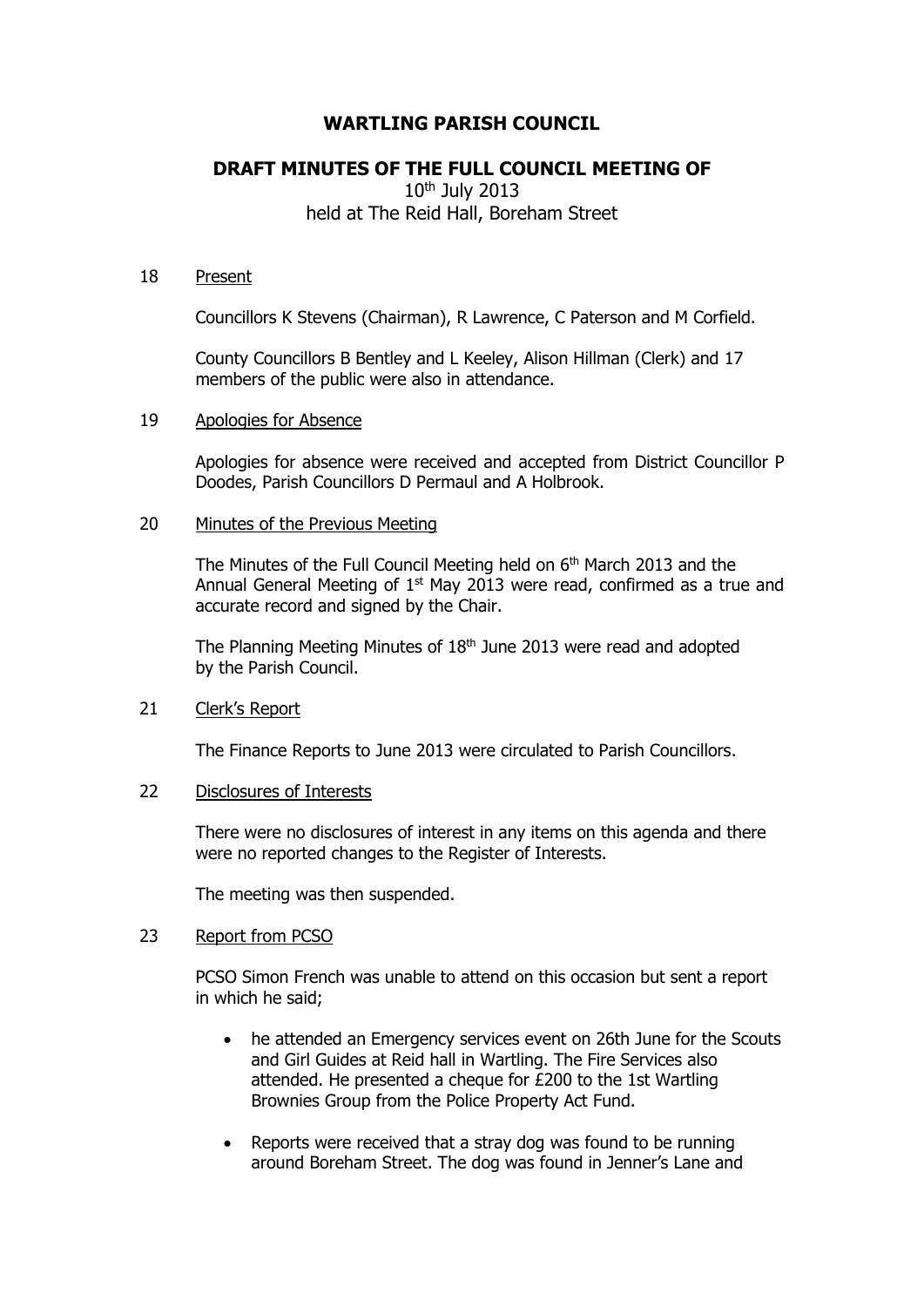# WARTLING PARISH COUNCIL

## DRAFT MINUTES OF THE FULL COUNCIL MEETING OF

10th July 2013
held at The Reid Hall, Boreham Street

18 Present

Councillors K Stevens (Chairman), R Lawrence, C Paterson and M Corfield.

County Councillors B Bentley and L Keeley, Alison Hillman (Clerk) and 17 members of the public were also in attendance.

19 Apologies for Absence

Apologies for absence were received and accepted from District Councillor P Doodes, Parish Councillors D Permaul and A Holbrook.

20 Minutes of the Previous Meeting

The Minutes of the Full Council Meeting held on 6th March 2013 and the Annual General Meeting of 1st May 2013 were read, confirmed as a true and accurate record and signed by the Chair.

The Planning Meeting Minutes of 18th June 2013 were read and adopted by the Parish Council.

21 Clerk's Report

The Finance Reports to June 2013 were circulated to Parish Councillors.

22 Disclosures of Interests

There were no disclosures of interest in any items on this agenda and there were no reported changes to the Register of Interests.

The meeting was then suspended.

23 Report from PCSO

PCSO Simon French was unable to attend on this occasion but sent a report in which he said;

- he attended an Emergency services event on 26th June for the Scouts and Girl Guides at Reid hall in Wartling. The Fire Services also attended. He presented a cheque for £200 to the 1st Wartling Brownies Group from the Police Property Act Fund.
- Reports were received that a stray dog was found to be running around Boreham Street. The dog was found in Jenner's Lane and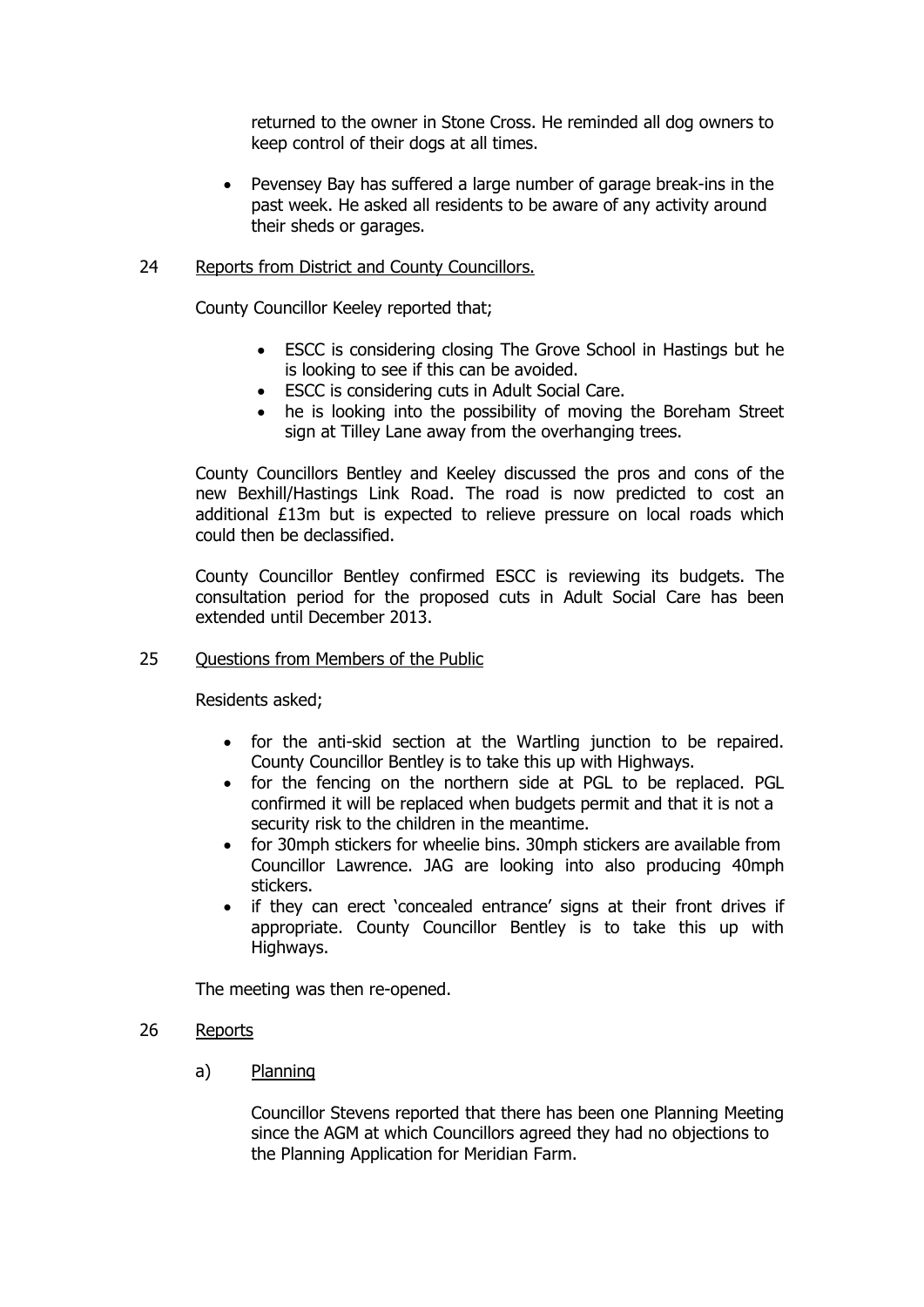returned to the owner in Stone Cross. He reminded all dog owners to keep control of their dogs at all times.

- Pevensey Bay has suffered a large number of garage break-ins in the past week. He asked all residents to be aware of any activity around their sheds or garages.

24 Reports from District and County Councillors.

County Councillor Keeley reported that;

- ESCC is considering closing The Grove School in Hastings but he is looking to see if this can be avoided.
- ESCC is considering cuts in Adult Social Care.
- he is looking into the possibility of moving the Boreham Street sign at Tilley Lane away from the overhanging trees.

County Councillors Bentley and Keeley discussed the pros and cons of the new Bexhill/Hastings Link Road. The road is now predicted to cost an additional £13m but is expected to relieve pressure on local roads which could then be declassified.

County Councillor Bentley confirmed ESCC is reviewing its budgets. The consultation period for the proposed cuts in Adult Social Care has been extended until December 2013.

25 Questions from Members of the Public

Residents asked;

- for the anti-skid section at the Wartling junction to be repaired. County Councillor Bentley is to take this up with Highways.
- for the fencing on the northern side at PGL to be replaced. PGL confirmed it will be replaced when budgets permit and that it is not a security risk to the children in the meantime.
- for 30mph stickers for wheelie bins. 30mph stickers are available from Councillor Lawrence. JAG are looking into also producing 40mph stickers.
- if they can erect 'concealed entrance' signs at their front drives if appropriate. County Councillor Bentley is to take this up with Highways.

The meeting was then re-opened.

26 Reports

a) Planning

Councillor Stevens reported that there has been one Planning Meeting since the AGM at which Councillors agreed they had no objections to the Planning Application for Meridian Farm.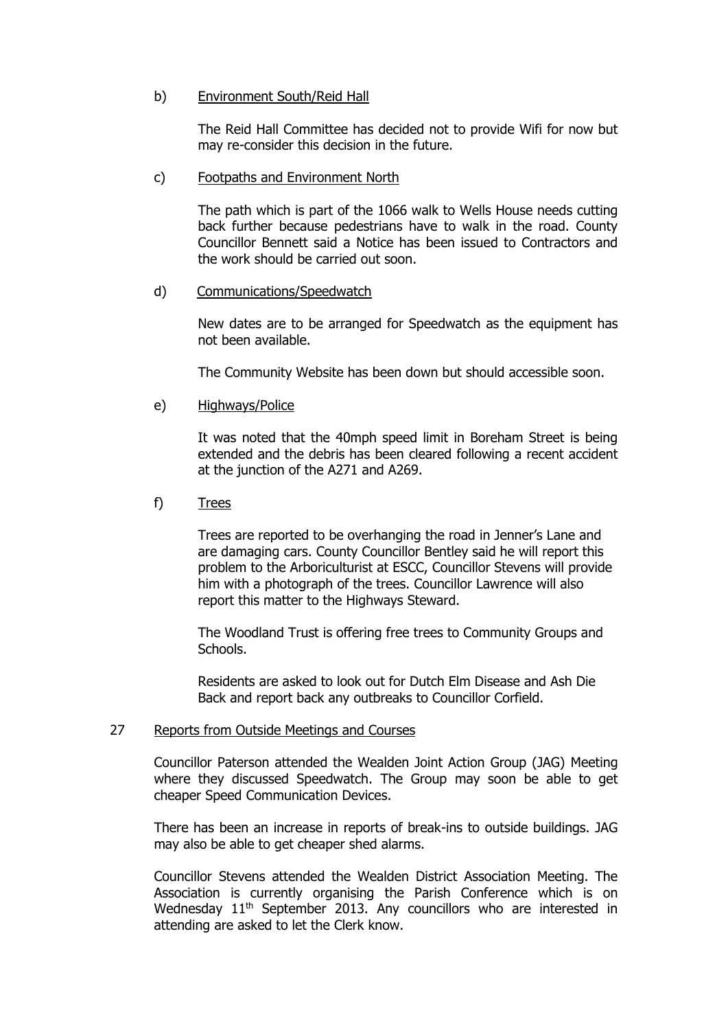b) <u>Environment South/Reid Hall</u>

The Reid Hall Committee has decided not to provide Wifi for now but may re-consider this decision in the future.

c) <u>Footpaths and Environment North</u>

The path which is part of the 1066 walk to Wells House needs cutting back further because pedestrians have to walk in the road. County Councillor Bennett said a Notice has been issued to Contractors and the work should be carried out soon.

d) <u>Communications/Speedwatch</u>

New dates are to be arranged for Speedwatch as the equipment has not been available.

The Community Website has been down but should accessible soon.

e) <u>Highways/Police</u>

It was noted that the 40mph speed limit in Boreham Street is being extended and the debris has been cleared following a recent accident at the junction of the A271 and A269.

f) <u>Trees</u>

Trees are reported to be overhanging the road in Jenner's Lane and are damaging cars. County Councillor Bentley said he will report this problem to the Arboriculturist at ESCC, Councillor Stevens will provide him with a photograph of the trees. Councillor Lawrence will also report this matter to the Highways Steward.

The Woodland Trust is offering free trees to Community Groups and Schools.

Residents are asked to look out for Dutch Elm Disease and Ash Die Back and report back any outbreaks to Councillor Corfield.

27 <u>Reports from Outside Meetings and Courses</u>

Councillor Paterson attended the Wealden Joint Action Group (JAG) Meeting where they discussed Speedwatch. The Group may soon be able to get cheaper Speed Communication Devices.

There has been an increase in reports of break-ins to outside buildings. JAG may also be able to get cheaper shed alarms.

Councillor Stevens attended the Wealden District Association Meeting. The Association is currently organising the Parish Conference which is on Wednesday 11th September 2013. Any councillors who are interested in attending are asked to let the Clerk know.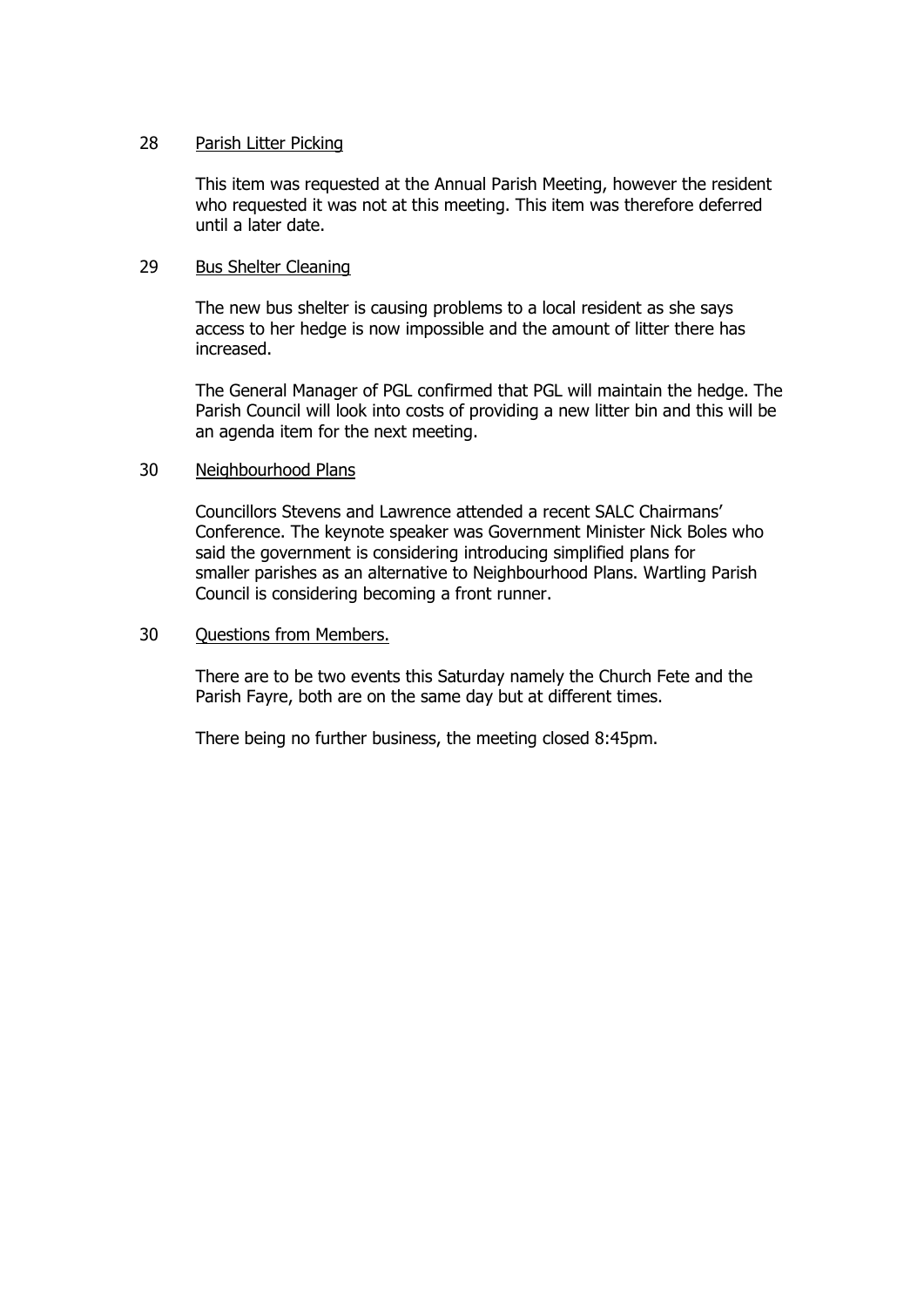28 Parish Litter Picking

This item was requested at the Annual Parish Meeting, however the resident who requested it was not at this meeting. This item was therefore deferred until a later date.

29 Bus Shelter Cleaning

The new bus shelter is causing problems to a local resident as she says access to her hedge is now impossible and the amount of litter there has increased.

The General Manager of PGL confirmed that PGL will maintain the hedge. The Parish Council will look into costs of providing a new litter bin and this will be an agenda item for the next meeting.

30 Neighbourhood Plans

Councillors Stevens and Lawrence attended a recent SALC Chairmans' Conference. The keynote speaker was Government Minister Nick Boles who said the government is considering introducing simplified plans for smaller parishes as an alternative to Neighbourhood Plans. Wartling Parish Council is considering becoming a front runner.

30 Questions from Members.

There are to be two events this Saturday namely the Church Fete and the Parish Fayre, both are on the same day but at different times.

There being no further business, the meeting closed 8:45pm.